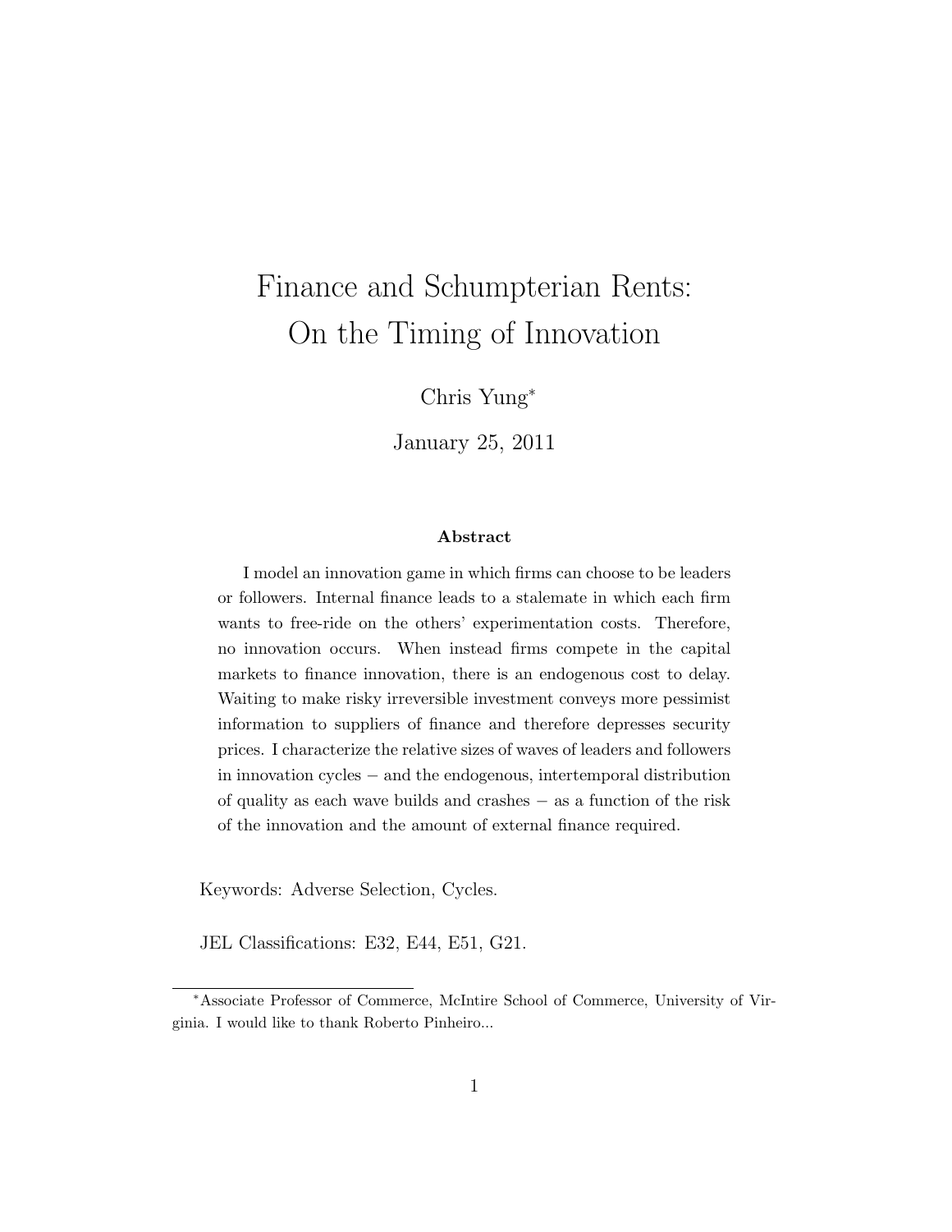# Finance and Schumpterian Rents: On the Timing of Innovation

Chris Yung[*]

January 25, 2011

### Abstract

I model an innovation game in which firms can choose to be leaders or followers. Internal finance leads to a stalemate in which each firm wants to free-ride on the others' experimentation costs. Therefore, no innovation occurs. When instead firms compete in the capital markets to finance innovation, there is an endogenous cost to delay. Waiting to make risky irreversible investment conveys more pessimist information to suppliers of finance and therefore depresses security prices. I characterize the relative sizes of waves of leaders and followers in innovation cycles − and the endogenous, intertemporal distribution of quality as each wave builds and crashes − as a function of the risk of the innovation and the amount of external finance required.

Keywords: Adverse Selection, Cycles.

JEL Classifications: E32, E44, E51, G21.

[*]Associate Professor of Commerce, McIntire School of Commerce, University of Virginia. I would like to thank Roberto Pinheiro...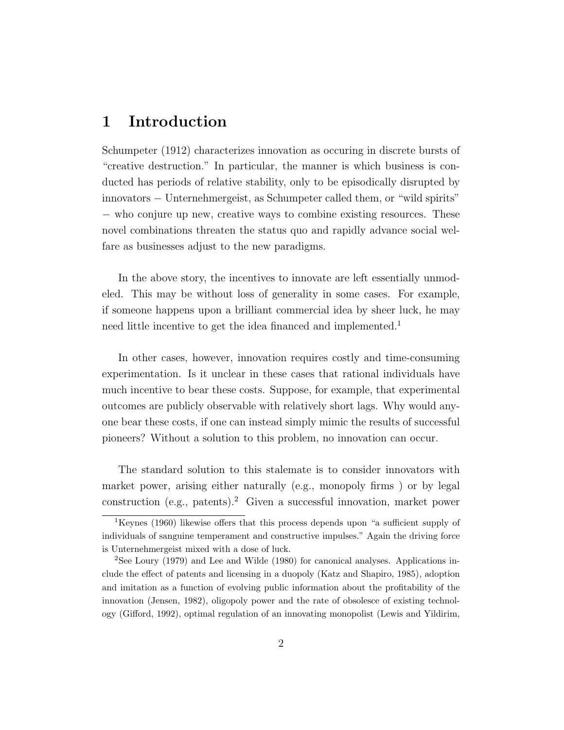# 1 Introduction

Schumpeter (1912) characterizes innovation as occuring in discrete bursts of "creative destruction." In particular, the manner is which business is conducted has periods of relative stability, only to be episodically disrupted by innovators − Unternehmergeist, as Schumpeter called them, or "wild spirits" − who conjure up new, creative ways to combine existing resources. These novel combinations threaten the status quo and rapidly advance social welfare as businesses adjust to the new paradigms.

In the above story, the incentives to innovate are left essentially unmodeled. This may be without loss of generality in some cases. For example, if someone happens upon a brilliant commercial idea by sheer luck, he may need little incentive to get the idea financed and implemented.[1]

In other cases, however, innovation requires costly and time-consuming experimentation. Is it unclear in these cases that rational individuals have much incentive to bear these costs. Suppose, for example, that experimental outcomes are publicly observable with relatively short lags. Why would anyone bear these costs, if one can instead simply mimic the results of successful pioneers? Without a solution to this problem, no innovation can occur.

The standard solution to this stalemate is to consider innovators with market power, arising either naturally (e.g., monopoly firms ) or by legal construction (e.g., patents).[2] Given a successful innovation, market power

[1] Keynes (1960) likewise offers that this process depends upon "a sufficient supply of individuals of sanguine temperament and constructive impulses." Again the driving force is Unternehmergeist mixed with a dose of luck.

[2] See Loury (1979) and Lee and Wilde (1980) for canonical analyses. Applications include the effect of patents and licensing in a duopoly (Katz and Shapiro, 1985), adoption and imitation as a function of evolving public information about the profitability of the innovation (Jensen, 1982), oligopoly power and the rate of obsolesce of existing technology (Gifford, 1992), optimal regulation of an innovating monopolist (Lewis and Yildirim,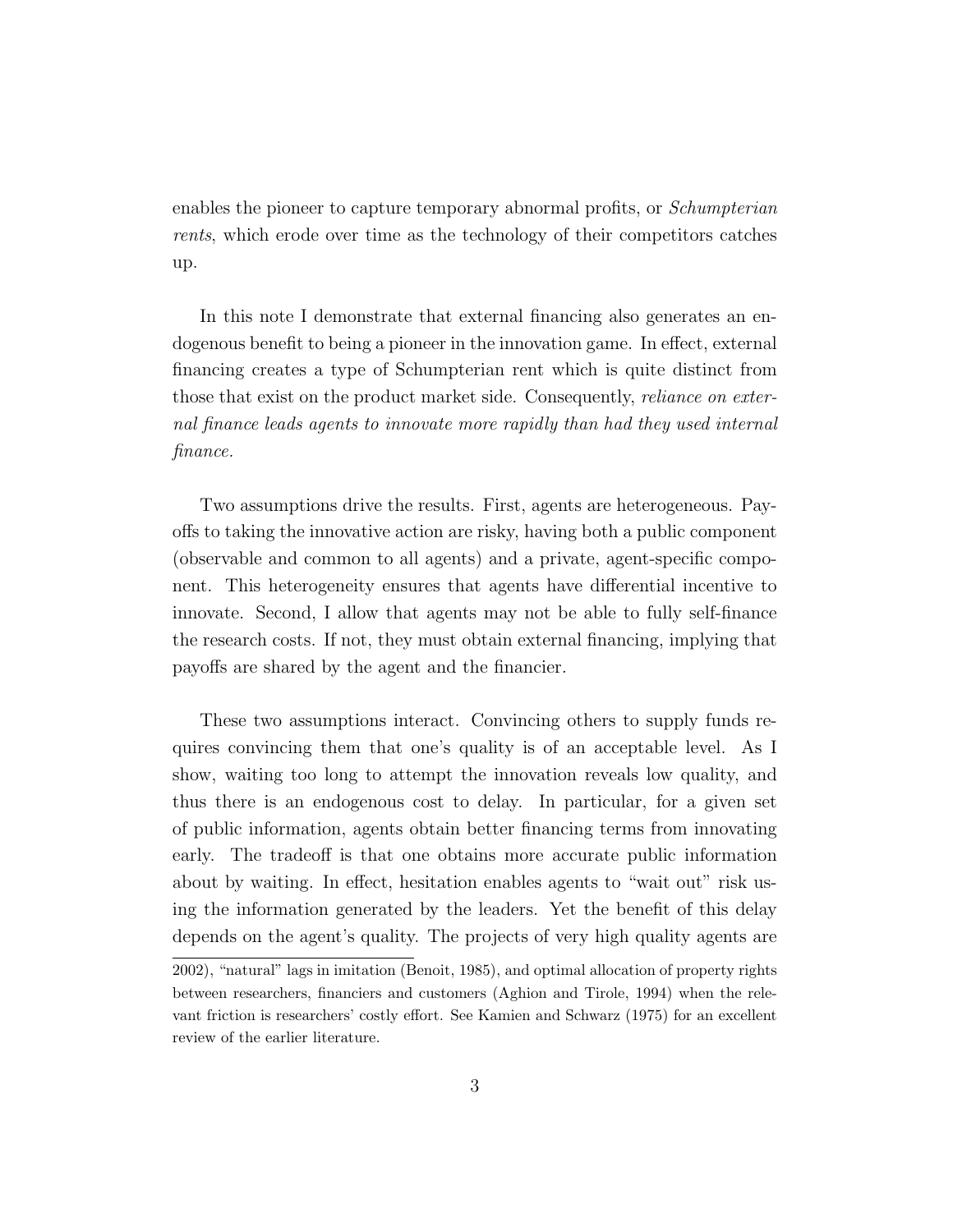enables the pioneer to capture temporary abnormal profits, or *Schumpterian rents*, which erode over time as the technology of their competitors catches up.

In this note I demonstrate that external financing also generates an endogenous benefit to being a pioneer in the innovation game. In effect, external financing creates a type of Schumpterian rent which is quite distinct from those that exist on the product market side. Consequently, *reliance on external finance leads agents to innovate more rapidly than had they used internal finance.*

Two assumptions drive the results. First, agents are heterogeneous. Payoffs to taking the innovative action are risky, having both a public component (observable and common to all agents) and a private, agent-specific component. This heterogeneity ensures that agents have differential incentive to innovate. Second, I allow that agents may not be able to fully self-finance the research costs. If not, they must obtain external financing, implying that payoffs are shared by the agent and the financier.

These two assumptions interact. Convincing others to supply funds requires convincing them that one's quality is of an acceptable level. As I show, waiting too long to attempt the innovation reveals low quality, and thus there is an endogenous cost to delay. In particular, for a given set of public information, agents obtain better financing terms from innovating early. The tradeoff is that one obtains more accurate public information about by waiting. In effect, hesitation enables agents to "wait out" risk using the information generated by the leaders. Yet the benefit of this delay depends on the agent's quality. The projects of very high quality agents are

2002), "natural" lags in imitation (Benoit, 1985), and optimal allocation of property rights between researchers, financiers and customers (Aghion and Tirole, 1994) when the relevant friction is researchers' costly effort. See Kamien and Schwarz (1975) for an excellent review of the earlier literature.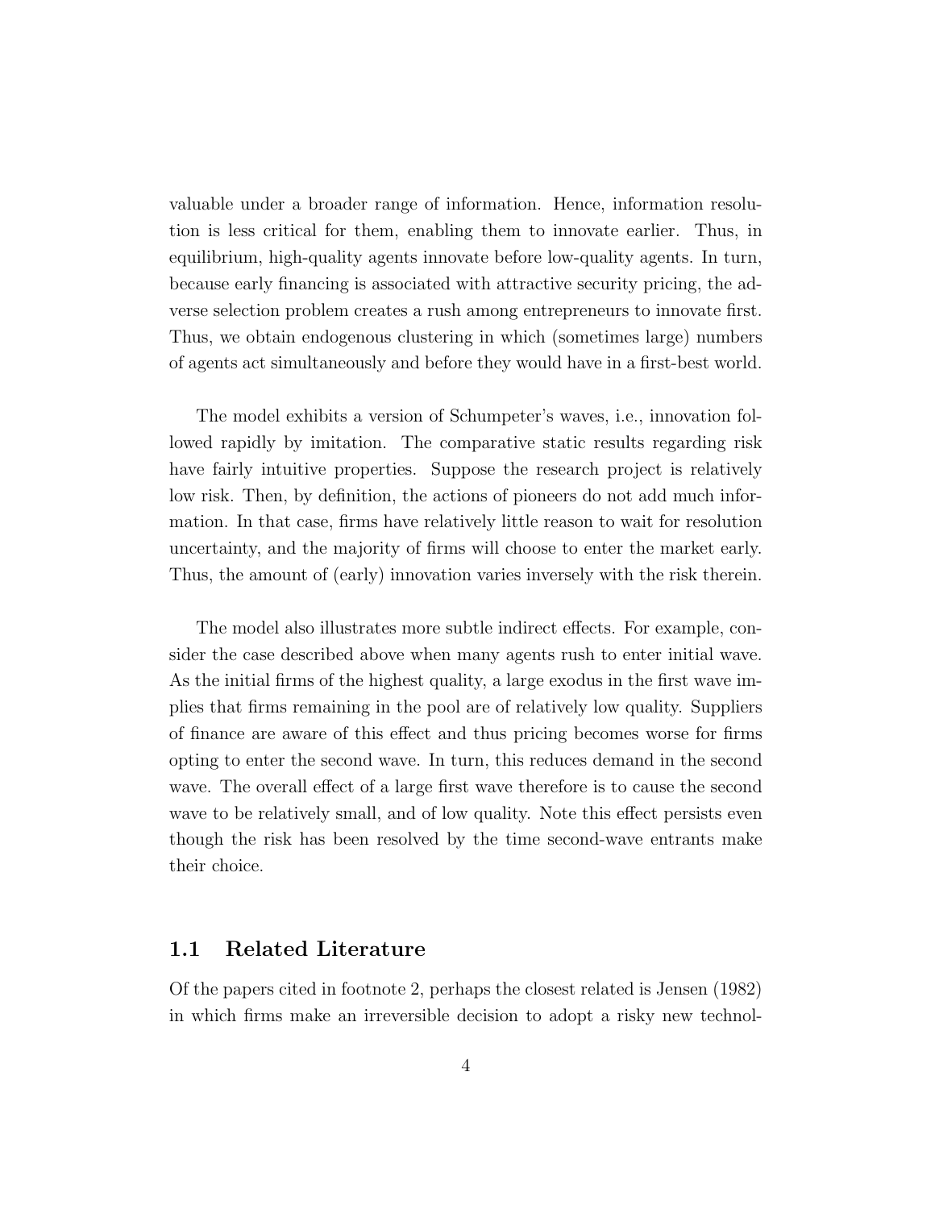valuable under a broader range of information. Hence, information resolution is less critical for them, enabling them to innovate earlier. Thus, in equilibrium, high-quality agents innovate before low-quality agents. In turn, because early financing is associated with attractive security pricing, the adverse selection problem creates a rush among entrepreneurs to innovate first. Thus, we obtain endogenous clustering in which (sometimes large) numbers of agents act simultaneously and before they would have in a first-best world.

The model exhibits a version of Schumpeter's waves, i.e., innovation followed rapidly by imitation. The comparative static results regarding risk have fairly intuitive properties. Suppose the research project is relatively low risk. Then, by definition, the actions of pioneers do not add much information. In that case, firms have relatively little reason to wait for resolution uncertainty, and the majority of firms will choose to enter the market early. Thus, the amount of (early) innovation varies inversely with the risk therein.

The model also illustrates more subtle indirect effects. For example, consider the case described above when many agents rush to enter initial wave. As the initial firms of the highest quality, a large exodus in the first wave implies that firms remaining in the pool are of relatively low quality. Suppliers of finance are aware of this effect and thus pricing becomes worse for firms opting to enter the second wave. In turn, this reduces demand in the second wave. The overall effect of a large first wave therefore is to cause the second wave to be relatively small, and of low quality. Note this effect persists even though the risk has been resolved by the time second-wave entrants make their choice.

## 1.1 Related Literature

Of the papers cited in footnote 2, perhaps the closest related is Jensen (1982) in which firms make an irreversible decision to adopt a risky new technol-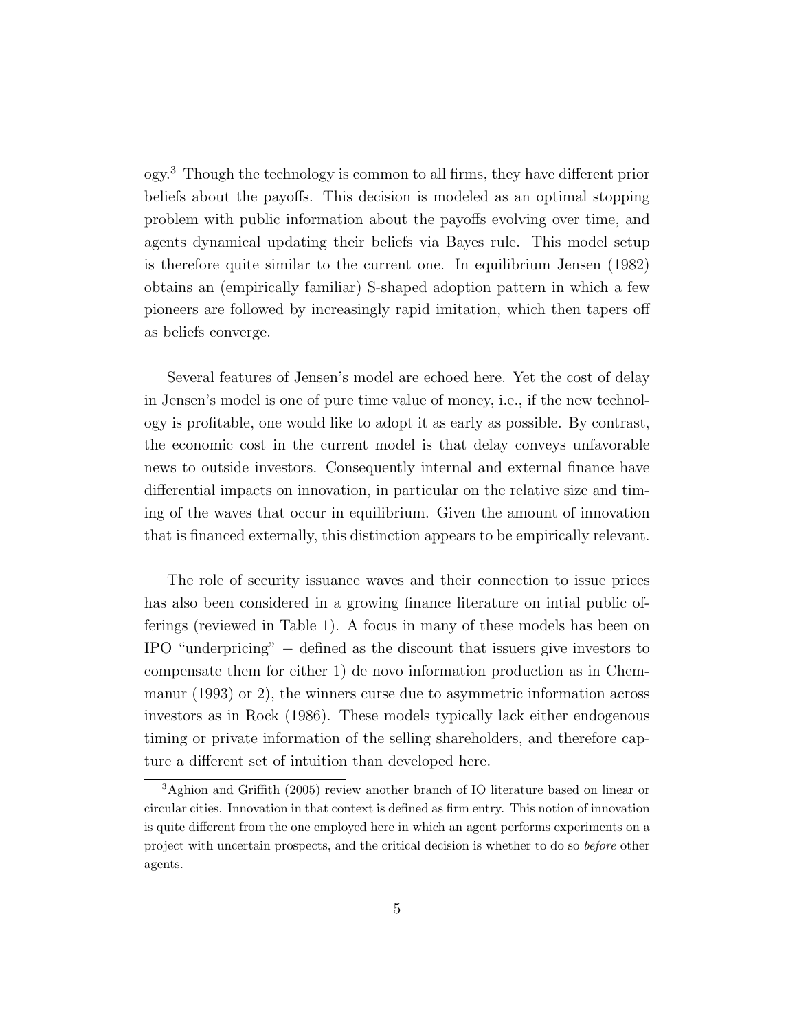ogy.[3] Though the technology is common to all firms, they have different prior beliefs about the payoffs. This decision is modeled as an optimal stopping problem with public information about the payoffs evolving over time, and agents dynamical updating their beliefs via Bayes rule. This model setup is therefore quite similar to the current one. In equilibrium Jensen (1982) obtains an (empirically familiar) S-shaped adoption pattern in which a few pioneers are followed by increasingly rapid imitation, which then tapers off as beliefs converge.

Several features of Jensen's model are echoed here. Yet the cost of delay in Jensen's model is one of pure time value of money, i.e., if the new technology is profitable, one would like to adopt it as early as possible. By contrast, the economic cost in the current model is that delay conveys unfavorable news to outside investors. Consequently internal and external finance have differential impacts on innovation, in particular on the relative size and timing of the waves that occur in equilibrium. Given the amount of innovation that is financed externally, this distinction appears to be empirically relevant.

The role of security issuance waves and their connection to issue prices has also been considered in a growing finance literature on intial public offerings (reviewed in Table 1). A focus in many of these models has been on IPO "underpricing" − defined as the discount that issuers give investors to compensate them for either 1) de novo information production as in Chemmanur (1993) or 2), the winners curse due to asymmetric information across investors as in Rock (1986). These models typically lack either endogenous timing or private information of the selling shareholders, and therefore capture a different set of intuition than developed here.

[3] Aghion and Griffith (2005) review another branch of IO literature based on linear or circular cities. Innovation in that context is defined as firm entry. This notion of innovation is quite different from the one employed here in which an agent performs experiments on a project with uncertain prospects, and the critical decision is whether to do so *before* other agents.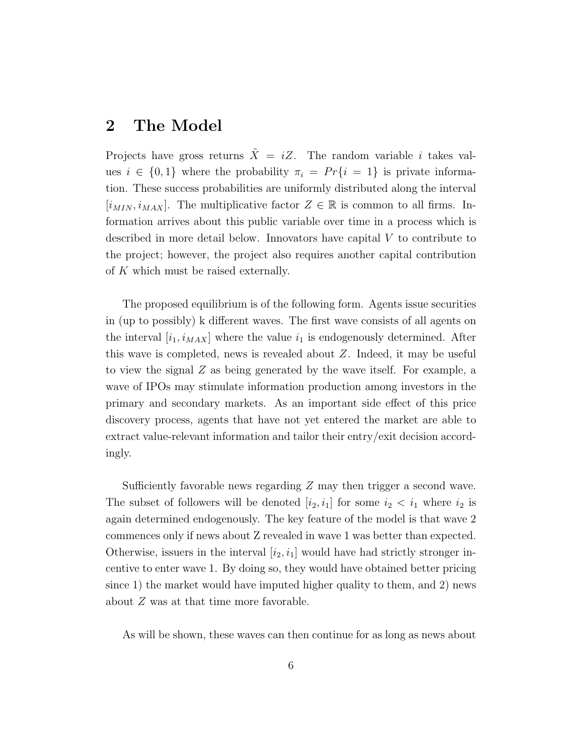## 2 The Model

Projects have gross returns $\tilde{X} = iZ$. The random variable $i$ takes values $i \in \{0, 1\}$ where the probability $\pi_i = Pr\{i = 1\}$ is private information. These success probabilities are uniformly distributed along the interval $[i_{MIN}, i_{MAX}]$. The multiplicative factor $Z \in \mathbb{R}$ is common to all firms. Information arrives about this public variable over time in a process which is described in more detail below. Innovators have capital $V$ to contribute to the project; however, the project also requires another capital contribution of $K$ which must be raised externally.

The proposed equilibrium is of the following form. Agents issue securities in (up to possibly) k different waves. The first wave consists of all agents on the interval $[i_1, i_{MAX}]$ where the value $i_1$ is endogenously determined. After this wave is completed, news is revealed about $Z$. Indeed, it may be useful to view the signal $Z$ as being generated by the wave itself. For example, a wave of IPOs may stimulate information production among investors in the primary and secondary markets. As an important side effect of this price discovery process, agents that have not yet entered the market are able to extract value-relevant information and tailor their entry/exit decision accordingly.

Sufficiently favorable news regarding $Z$ may then trigger a second wave. The subset of followers will be denoted $[i_2, i_1]$ for some $i_2 < i_1$ where $i_2$ is again determined endogenously. The key feature of the model is that wave 2 commences only if news about Z revealed in wave 1 was better than expected. Otherwise, issuers in the interval $[i_2, i_1]$ would have had strictly stronger incentive to enter wave 1. By doing so, they would have obtained better pricing since 1) the market would have imputed higher quality to them, and 2) news about $Z$ was at that time more favorable.

As will be shown, these waves can then continue for as long as news about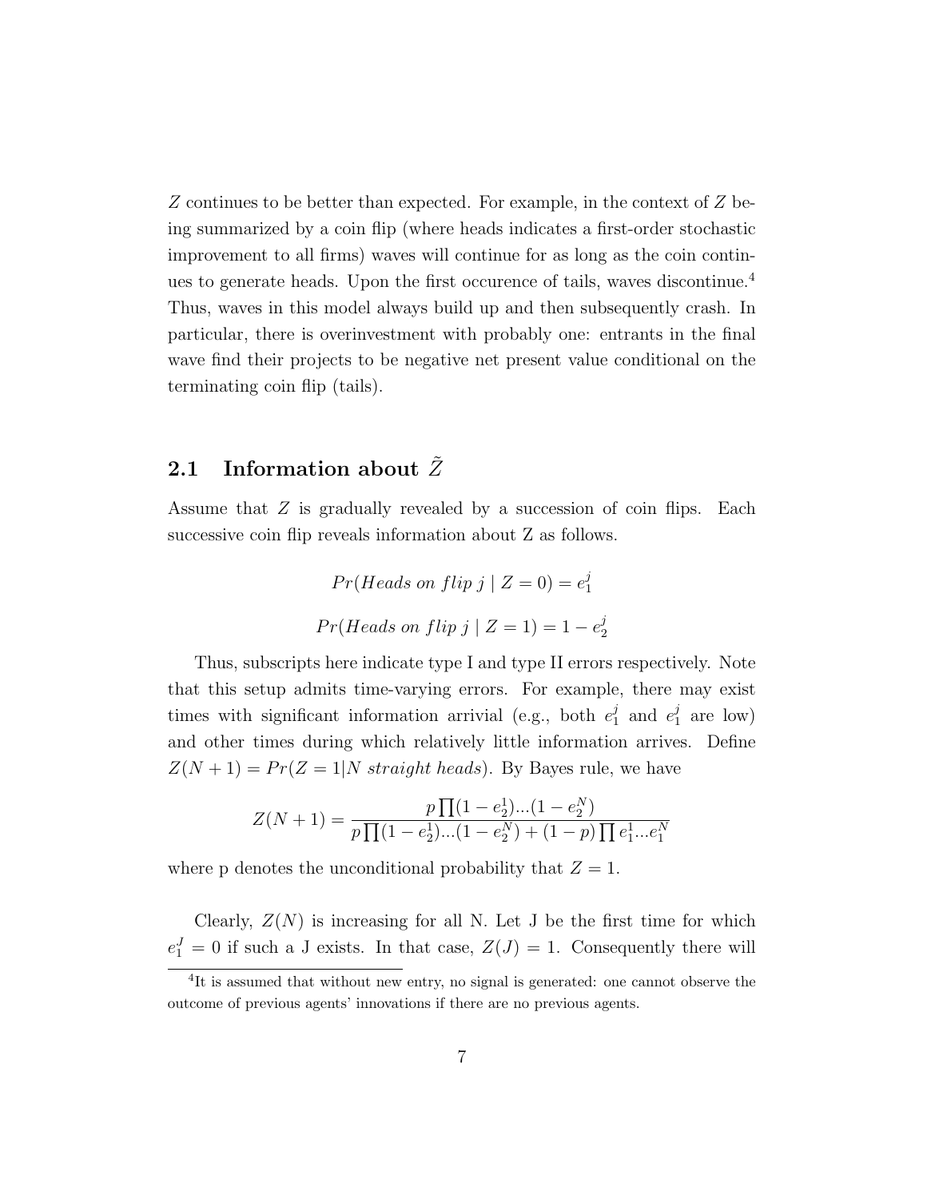$Z$ continues to be better than expected. For example, in the context of $Z$ being summarized by a coin flip (where heads indicates a first-order stochastic improvement to all firms) waves will continue for as long as the coin continues to generate heads. Upon the first occurence of tails, waves discontinue.[4] Thus, waves in this model always build up and then subsequently crash. In particular, there is overinvestment with probably one: entrants in the final wave find their projects to be negative net present value conditional on the terminating coin flip (tails).

## 2.1 Information about $\tilde{Z}$

Assume that $Z$ is gradually revealed by a succession of coin flips. Each successive coin flip reveals information about Z as follows.

$$Pr(Heads\ on\ flip\ j \mid Z = 0) = e_1^j$$

$$Pr(Heads\ on\ flip\ j \mid Z = 1) = 1 - e_2^j$$

Thus, subscripts here indicate type I and type II errors respectively. Note that this setup admits time-varying errors. For example, there may exist times with significant information arrivial (e.g., both $e_1^j$ and $e_1^j$ are low) and other times during which relatively little information arrives. Define $Z(N+1) = Pr(Z = 1|N\ straight\ heads)$. By Bayes rule, we have

$$Z(N+1) = \frac{p \prod(1-e_2^1)...(1-e_2^N)}{p \prod(1-e_2^1)...(1-e_2^N) + (1-p) \prod e_1^1...e_1^N}$$

where p denotes the unconditional probability that $Z = 1$.

Clearly, $Z(N)$ is increasing for all N. Let J be the first time for which $e_1^J = 0$ if such a J exists. In that case, $Z(J) = 1$. Consequently there will

[4] It is assumed that without new entry, no signal is generated: one cannot observe the outcome of previous agents' innovations if there are no previous agents.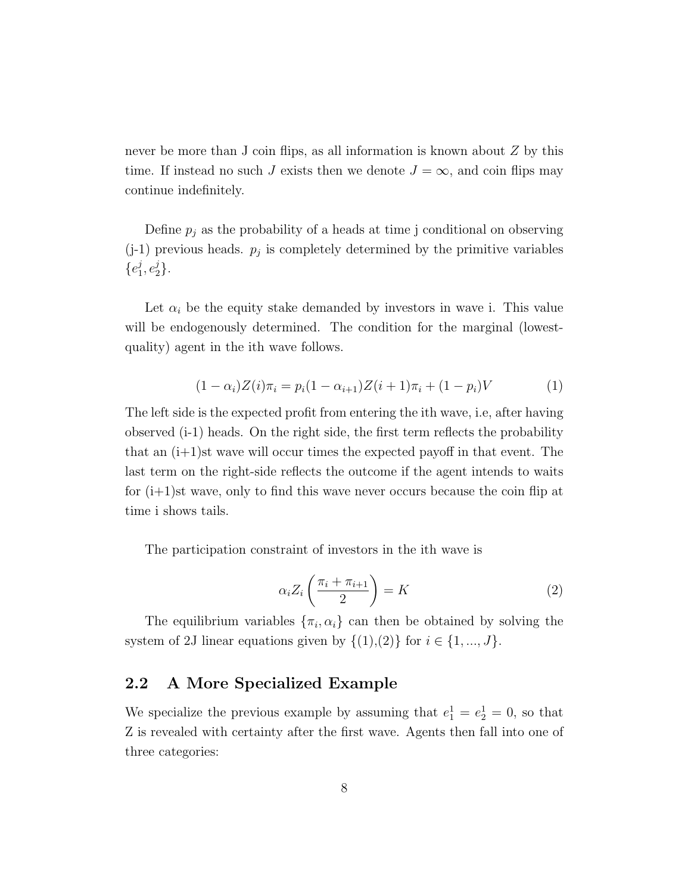never be more than J coin flips, as all information is known about $Z$ by this time. If instead no such $J$ exists then we denote $J = \infty$, and coin flips may continue indefinitely.

Define $p_j$ as the probability of a heads at time j conditional on observing (j-1) previous heads. $p_j$ is completely determined by the primitive variables $\{e_1^j, e_2^j\}$.

Let $\alpha_i$ be the equity stake demanded by investors in wave i. This value will be endogenously determined. The condition for the marginal (lowest-quality) agent in the ith wave follows.

$$(1 - \alpha_i)Z(i)\pi_i = p_i(1 - \alpha_{i+1})Z(i + 1)\pi_i + (1 - p_i)V \tag{1}$$

The left side is the expected profit from entering the ith wave, i.e, after having observed (i-1) heads. On the right side, the first term reflects the probability that an (i+1)st wave will occur times the expected payoff in that event. The last term on the right-side reflects the outcome if the agent intends to waits for (i+1)st wave, only to find this wave never occurs because the coin flip at time i shows tails.

The participation constraint of investors in the ith wave is

$$\alpha_i Z_i \left( \frac{\pi_i + \pi_{i+1}}{2} \right) = K \tag{2}$$

The equilibrium variables $\{\pi_i, \alpha_i\}$ can then be obtained by solving the system of 2J linear equations given by $\{(1),(2)\}$ for $i \in \{1, ..., J\}$.

## 2.2 A More Specialized Example

We specialize the previous example by assuming that $e_1^1 = e_2^1 = 0$, so that Z is revealed with certainty after the first wave. Agents then fall into one of three categories: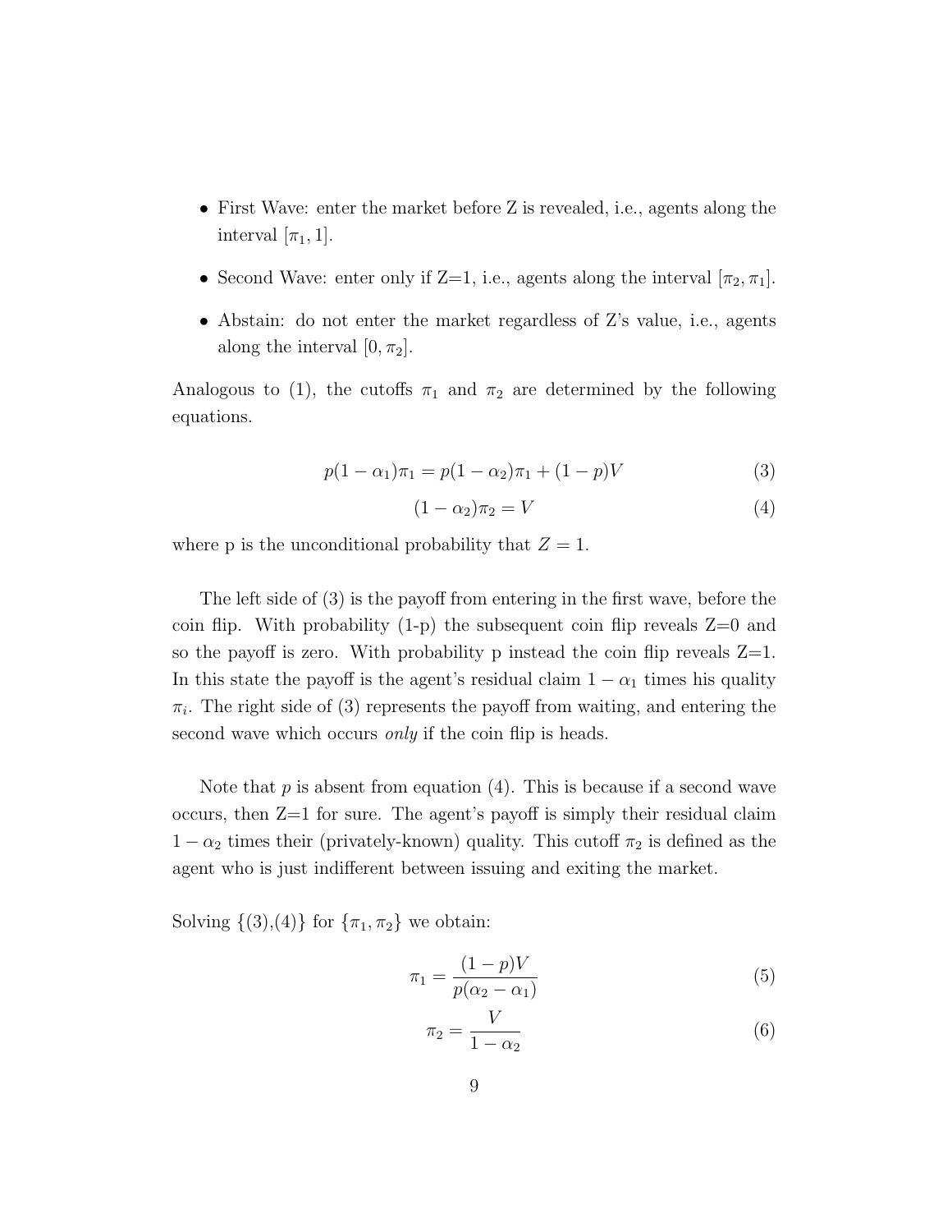- First Wave: enter the market before Z is revealed, i.e., agents along the interval $[\pi_1, 1]$.
- Second Wave: enter only if Z=1, i.e., agents along the interval $[\pi_2, \pi_1]$.
- Abstain: do not enter the market regardless of Z's value, i.e., agents along the interval $[0, \pi_2]$.

Analogous to (1), the cutoffs $\pi_1$ and $\pi_2$ are determined by the following equations.

$$p(1-\alpha_1)\pi_1 = p(1-\alpha_2)\pi_1 + (1-p)V \tag{3}$$

$$(1-\alpha_2)\pi_2 = V \tag{4}$$

where p is the unconditional probability that $Z=1$.

The left side of (3) is the payoff from entering in the first wave, before the coin flip. With probability (1-p) the subsequent coin flip reveals Z=0 and so the payoff is zero. With probability p instead the coin flip reveals Z=1. In this state the payoff is the agent's residual claim $1-\alpha_1$ times his quality $\pi_i$. The right side of (3) represents the payoff from waiting, and entering the second wave which occurs *only* if the coin flip is heads.

Note that $p$ is absent from equation (4). This is because if a second wave occurs, then Z=1 for sure. The agent's payoff is simply their residual claim $1-\alpha_2$ times their (privately-known) quality. This cutoff $\pi_2$ is defined as the agent who is just indifferent between issuing and exiting the market.

Solving {(3),(4)} for $\{\pi_1, \pi_2\}$ we obtain:

$$\pi_1 = \frac{(1-p)V}{p(\alpha_2 - \alpha_1)} \tag{5}$$

$$\pi_2 = \frac{V}{1-\alpha_2} \tag{6}$$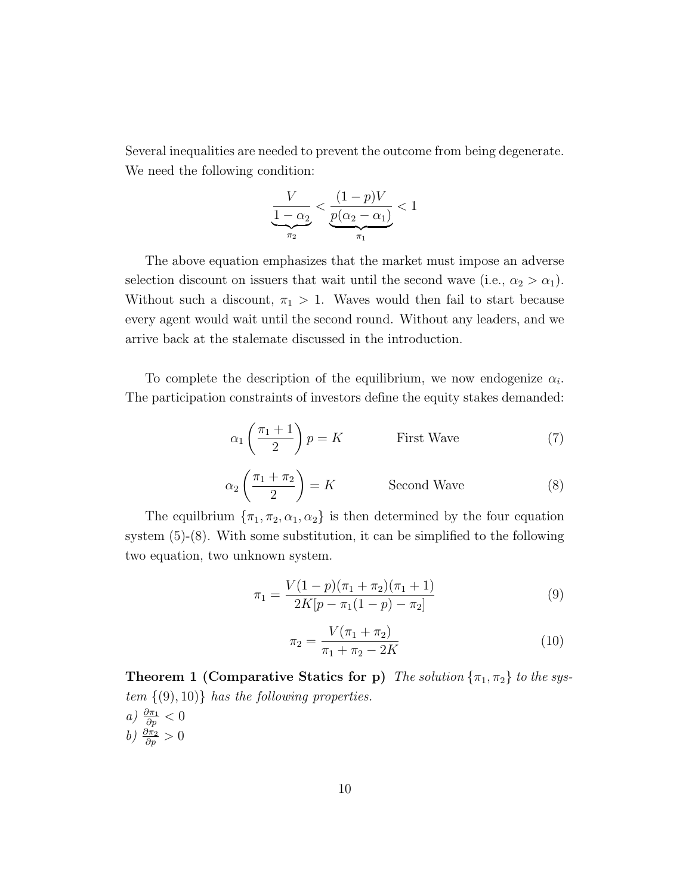Several inequalities are needed to prevent the outcome from being degenerate. We need the following condition:

$$\underbrace{\frac{V}{1-\alpha_2}}_{\pi_2} < \underbrace{\frac{(1-p)V}{p(\alpha_2 - \alpha_1)}}_{\pi_1} < 1$$

The above equation emphasizes that the market must impose an adverse selection discount on issuers that wait until the second wave (i.e., $\alpha_2 > \alpha_1$). Without such a discount, $\pi_1 > 1$. Waves would then fail to start because every agent would wait until the second round. Without any leaders, and we arrive back at the stalemate discussed in the introduction.

To complete the description of the equilibrium, we now endogenize $\alpha_i$. The participation constraints of investors define the equity stakes demanded:

$$\alpha_1 \left( \frac{\pi_1 + 1}{2} \right) p = K \qquad \text{First Wave} \tag{7}$$

$$\alpha_2 \left( \frac{\pi_1 + \pi_2}{2} \right) = K \qquad \text{Second Wave} \tag{8}$$

The equilbrium $\{\pi_1, \pi_2, \alpha_1, \alpha_2\}$ is then determined by the four equation system (5)-(8). With some substitution, it can be simplified to the following two equation, two unknown system.

$$\pi_1 = \frac{V(1-p)(\pi_1 + \pi_2)(\pi_1 + 1)}{2K[p - \pi_1(1-p) - \pi_2]} \tag{9}$$

$$\pi_2 = \frac{V(\pi_1 + \pi_2)}{\pi_1 + \pi_2 - 2K} \tag{10}$$

**Theorem 1 (Comparative Statics for p)** *The solution $\{\pi_1, \pi_2\}$ to the system $\{(9), 10)\}$ has the following properties.*

*a)* $\frac{\partial \pi_1}{\partial p} < 0$

*b)* $\frac{\partial \pi_2}{\partial p} > 0$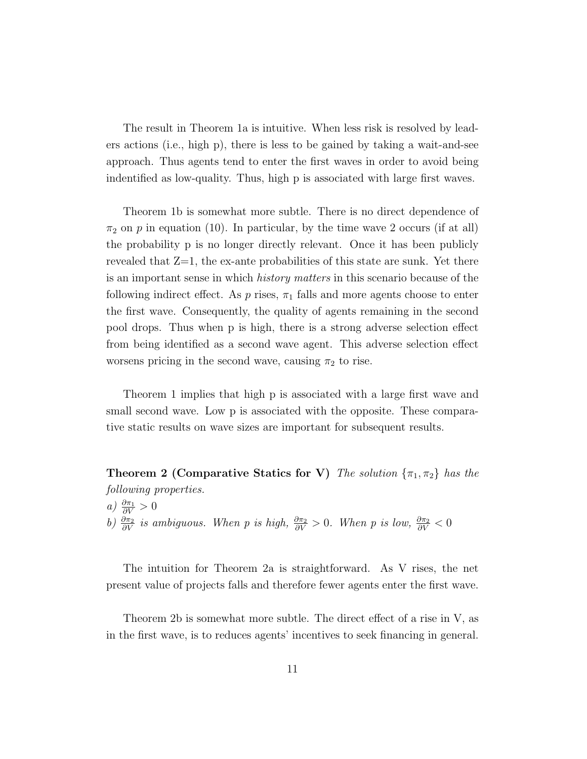The result in Theorem 1a is intuitive. When less risk is resolved by leaders actions (i.e., high p), there is less to be gained by taking a wait-and-see approach. Thus agents tend to enter the first waves in order to avoid being indentified as low-quality. Thus, high p is associated with large first waves.

Theorem 1b is somewhat more subtle. There is no direct dependence of $\pi_2$ on $p$ in equation (10). In particular, by the time wave 2 occurs (if at all) the probability p is no longer directly relevant. Once it has been publicly revealed that Z=1, the ex-ante probabilities of this state are sunk. Yet there is an important sense in which *history matters* in this scenario because of the following indirect effect. As $p$ rises, $\pi_1$ falls and more agents choose to enter the first wave. Consequently, the quality of agents remaining in the second pool drops. Thus when p is high, there is a strong adverse selection effect from being identified as a second wave agent. This adverse selection effect worsens pricing in the second wave, causing $\pi_2$ to rise.

Theorem 1 implies that high p is associated with a large first wave and small second wave. Low p is associated with the opposite. These comparative static results on wave sizes are important for subsequent results.

**Theorem 2 (Comparative Statics for V)** *The solution $\{\pi_1, \pi_2\}$ has the following properties.*
*a)* $\frac{\partial \pi_1}{\partial V} > 0$
*b)* $\frac{\partial \pi_2}{\partial V}$ *is ambiguous. When p is high,* $\frac{\partial \pi_2}{\partial V} > 0$*. When p is low,* $\frac{\partial \pi_2}{\partial V} < 0$

The intuition for Theorem 2a is straightforward. As V rises, the net present value of projects falls and therefore fewer agents enter the first wave.

Theorem 2b is somewhat more subtle. The direct effect of a rise in V, as in the first wave, is to reduces agents' incentives to seek financing in general.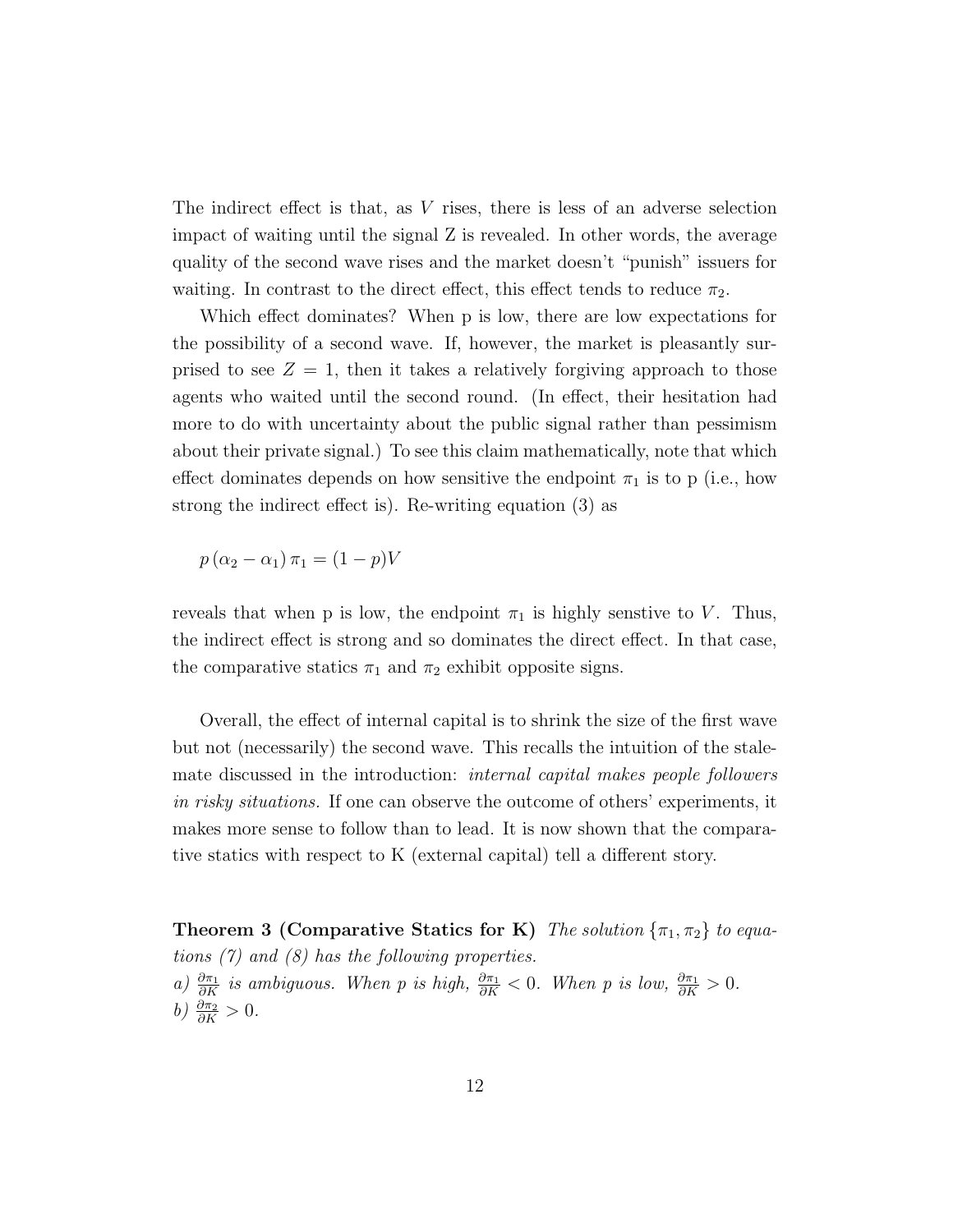The indirect effect is that, as $V$ rises, there is less of an adverse selection impact of waiting until the signal Z is revealed. In other words, the average quality of the second wave rises and the market doesn't "punish" issuers for waiting. In contrast to the direct effect, this effect tends to reduce $\pi_2$.

Which effect dominates? When p is low, there are low expectations for the possibility of a second wave. If, however, the market is pleasantly surprised to see $Z = 1$, then it takes a relatively forgiving approach to those agents who waited until the second round. (In effect, their hesitation had more to do with uncertainty about the public signal rather than pessimism about their private signal.) To see this claim mathematically, note that which effect dominates depends on how sensitive the endpoint $\pi_1$ is to p (i.e., how strong the indirect effect is). Re-writing equation (3) as

$$p\left(\alpha_2 - \alpha_1\right)\pi_1 = (1-p)V$$

reveals that when p is low, the endpoint $\pi_1$ is highly senstive to $V$. Thus, the indirect effect is strong and so dominates the direct effect. In that case, the comparative statics $\pi_1$ and $\pi_2$ exhibit opposite signs.

Overall, the effect of internal capital is to shrink the size of the first wave but not (necessarily) the second wave. This recalls the intuition of the stalemate discussed in the introduction: *internal capital makes people followers in risky situations.* If one can observe the outcome of others' experiments, it makes more sense to follow than to lead. It is now shown that the comparative statics with respect to K (external capital) tell a different story.

**Theorem 3 (Comparative Statics for K)** *The solution $\{\pi_1, \pi_2\}$ to equations (7) and (8) has the following properties.*
*a) $\frac{\partial \pi_1}{\partial K}$ is ambiguous. When p is high, $\frac{\partial \pi_1}{\partial K} < 0$. When p is low, $\frac{\partial \pi_1}{\partial K} > 0$.*
*b) $\frac{\partial \pi_2}{\partial K} > 0$.*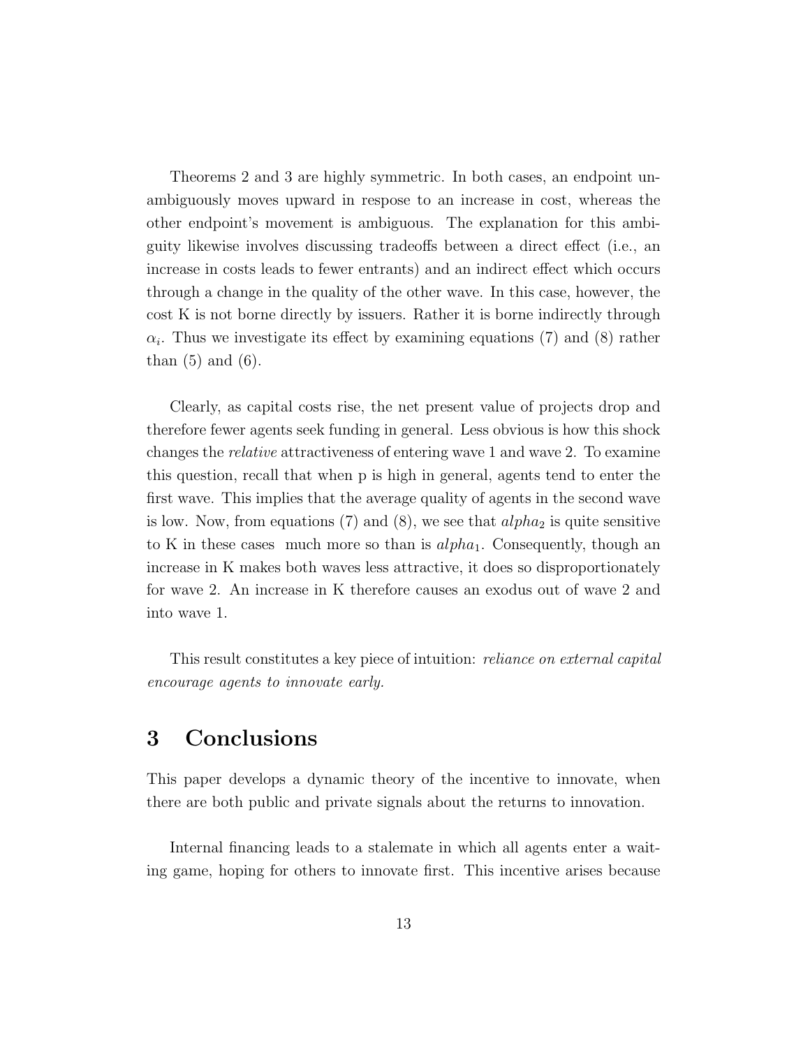Theorems 2 and 3 are highly symmetric. In both cases, an endpoint unambiguously moves upward in respose to an increase in cost, whereas the other endpoint's movement is ambiguous. The explanation for this ambiguity likewise involves discussing tradeoffs between a direct effect (i.e., an increase in costs leads to fewer entrants) and an indirect effect which occurs through a change in the quality of the other wave. In this case, however, the cost K is not borne directly by issuers. Rather it is borne indirectly through $\alpha_i$. Thus we investigate its effect by examining equations (7) and (8) rather than (5) and (6).

Clearly, as capital costs rise, the net present value of projects drop and therefore fewer agents seek funding in general. Less obvious is how this shock changes the *relative* attractiveness of entering wave 1 and wave 2. To examine this question, recall that when p is high in general, agents tend to enter the first wave. This implies that the average quality of agents in the second wave is low. Now, from equations (7) and (8), we see that $alpha_2$ is quite sensitive to K in these cases much more so than is $alpha_1$. Consequently, though an increase in K makes both waves less attractive, it does so disproportionately for wave 2. An increase in K therefore causes an exodus out of wave 2 and into wave 1.

This result constitutes a key piece of intuition: *reliance on external capital encourage agents to innovate early.*

# 3 Conclusions

This paper develops a dynamic theory of the incentive to innovate, when there are both public and private signals about the returns to innovation.

Internal financing leads to a stalemate in which all agents enter a waiting game, hoping for others to innovate first. This incentive arises because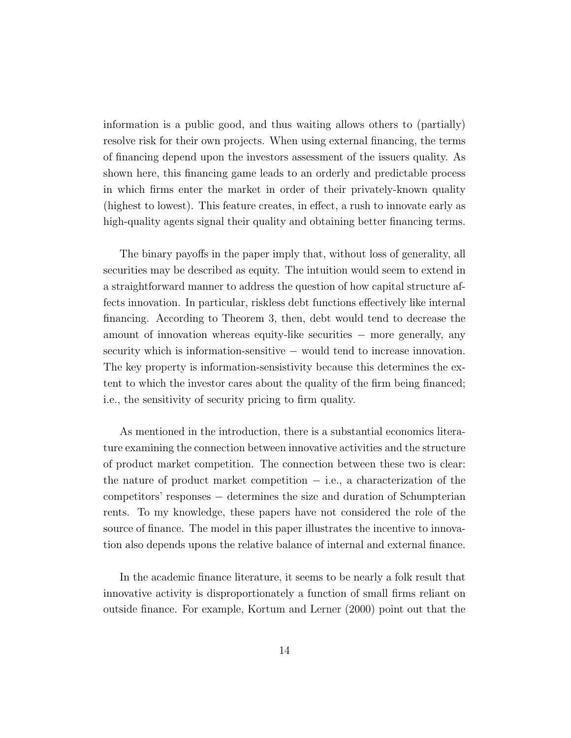information is a public good, and thus waiting allows others to (partially) resolve risk for their own projects. When using external financing, the terms of financing depend upon the investors assessment of the issuers quality. As shown here, this financing game leads to an orderly and predictable process in which firms enter the market in order of their privately-known quality (highest to lowest). This feature creates, in effect, a rush to innovate early as high-quality agents signal their quality and obtaining better financing terms.

The binary payoffs in the paper imply that, without loss of generality, all securities may be described as equity. The intuition would seem to extend in a straightforward manner to address the question of how capital structure affects innovation. In particular, riskless debt functions effectively like internal financing. According to Theorem 3, then, debt would tend to decrease the amount of innovation whereas equity-like securities − more generally, any security which is information-sensitive − would tend to increase innovation. The key property is information-sensesitivity because this determines the extent to which the investor cares about the quality of the firm being financed; i.e., the sensitivity of security pricing to firm quality.

As mentioned in the introduction, there is a substantial economics literature examining the connection between innovative activities and the structure of product market competition. The connection between these two is clear: the nature of product market competition − i.e., a characterization of the competitors' responses − determines the size and duration of Schumpterian rents. To my knowledge, these papers have not considered the role of the source of finance. The model in this paper illustrates the incentive to innovation also depends upons the relative balance of internal and external finance.

In the academic finance literature, it seems to be nearly a folk result that innovative activity is disproportionately a function of small firms reliant on outside finance. For example, Kortum and Lerner (2000) point out that the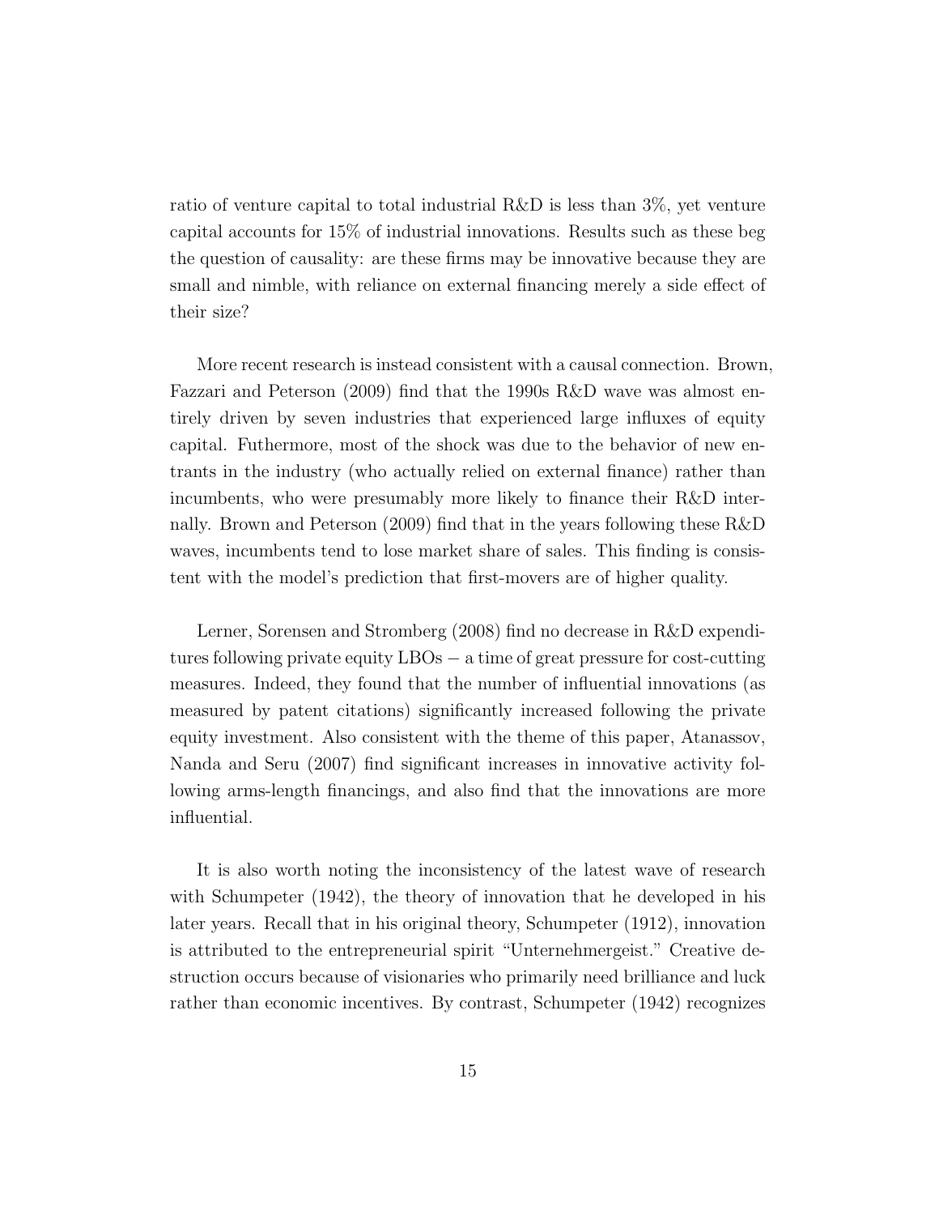ratio of venture capital to total industrial R&D is less than 3%, yet venture capital accounts for 15% of industrial innovations. Results such as these beg the question of causality: are these firms may be innovative because they are small and nimble, with reliance on external financing merely a side effect of their size?

More recent research is instead consistent with a causal connection. Brown, Fazzari and Peterson (2009) find that the 1990s R&D wave was almost entirely driven by seven industries that experienced large influxes of equity capital. Futhermore, most of the shock was due to the behavior of new entrants in the industry (who actually relied on external finance) rather than incumbents, who were presumably more likely to finance their R&D internally. Brown and Peterson (2009) find that in the years following these R&D waves, incumbents tend to lose market share of sales. This finding is consistent with the model's prediction that first-movers are of higher quality.

Lerner, Sorensen and Stromberg (2008) find no decrease in R&D expenditures following private equity LBOs − a time of great pressure for cost-cutting measures. Indeed, they found that the number of influential innovations (as measured by patent citations) significantly increased following the private equity investment. Also consistent with the theme of this paper, Atanassov, Nanda and Seru (2007) find significant increases in innovative activity following arms-length financings, and also find that the innovations are more influential.

It is also worth noting the inconsistency of the latest wave of research with Schumpeter (1942), the theory of innovation that he developed in his later years. Recall that in his original theory, Schumpeter (1912), innovation is attributed to the entrepreneurial spirit "Unternehmergeist." Creative destruction occurs because of visionaries who primarily need brilliance and luck rather than economic incentives. By contrast, Schumpeter (1942) recognizes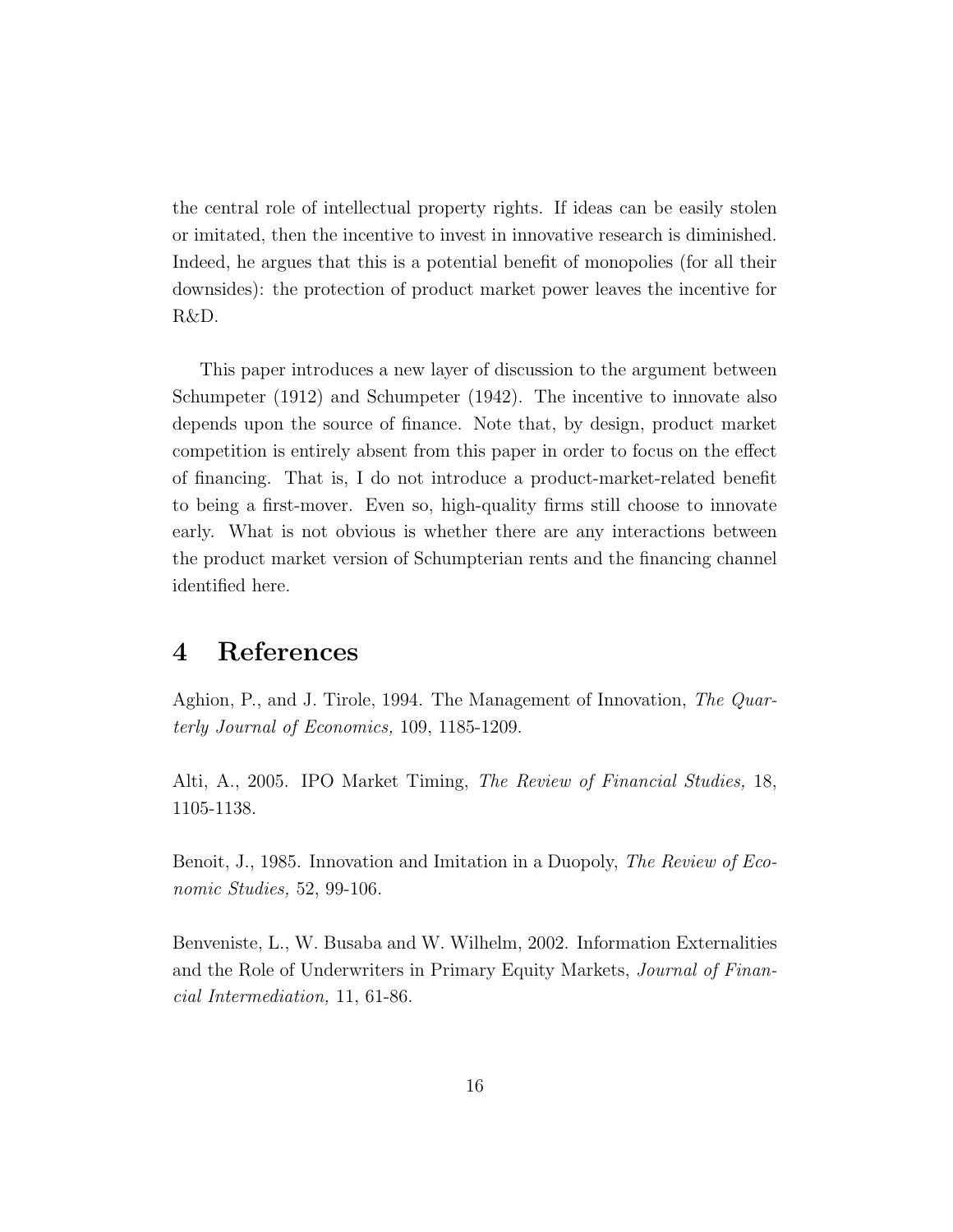the central role of intellectual property rights. If ideas can be easily stolen or imitated, then the incentive to invest in innovative research is diminished. Indeed, he argues that this is a potential benefit of monopolies (for all their downsides): the protection of product market power leaves the incentive for R&D.

This paper introduces a new layer of discussion to the argument between Schumpeter (1912) and Schumpeter (1942). The incentive to innovate also depends upon the source of finance. Note that, by design, product market competition is entirely absent from this paper in order to focus on the effect of financing. That is, I do not introduce a product-market-related benefit to being a first-mover. Even so, high-quality firms still choose to innovate early. What is not obvious is whether there are any interactions between the product market version of Schumpterian rents and the financing channel identified here.

# 4 References

Aghion, P., and J. Tirole, 1994. The Management of Innovation, *The Quarterly Journal of Economics,* 109, 1185-1209.

Alti, A., 2005. IPO Market Timing, *The Review of Financial Studies,* 18, 1105-1138.

Benoit, J., 1985. Innovation and Imitation in a Duopoly, *The Review of Economic Studies,* 52, 99-106.

Benveniste, L., W. Busaba and W. Wilhelm, 2002. Information Externalities and the Role of Underwriters in Primary Equity Markets, *Journal of Financial Intermediation,* 11, 61-86.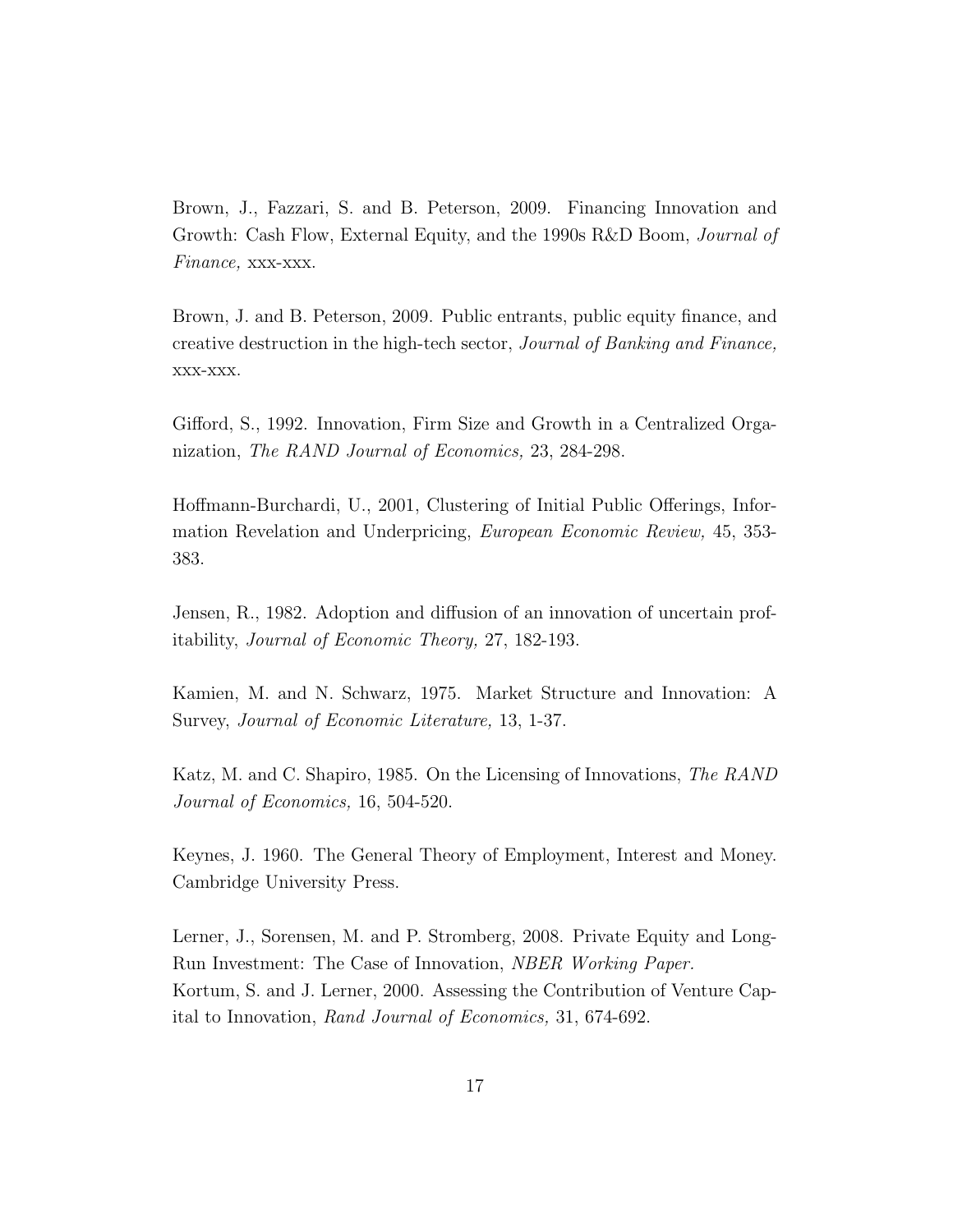Brown, J., Fazzari, S. and B. Peterson, 2009. Financing Innovation and Growth: Cash Flow, External Equity, and the 1990s R&D Boom, *Journal of Finance,* xxx-xxx.

Brown, J. and B. Peterson, 2009. Public entrants, public equity finance, and creative destruction in the high-tech sector, *Journal of Banking and Finance,* xxx-xxx.

Gifford, S., 1992. Innovation, Firm Size and Growth in a Centralized Organization, *The RAND Journal of Economics,* 23, 284-298.

Hoffmann-Burchardi, U., 2001, Clustering of Initial Public Offerings, Information Revelation and Underpricing, *European Economic Review,* 45, 353-383.

Jensen, R., 1982. Adoption and diffusion of an innovation of uncertain profitability, *Journal of Economic Theory,* 27, 182-193.

Kamien, M. and N. Schwarz, 1975. Market Structure and Innovation: A Survey, *Journal of Economic Literature,* 13, 1-37.

Katz, M. and C. Shapiro, 1985. On the Licensing of Innovations, *The RAND Journal of Economics,* 16, 504-520.

Keynes, J. 1960. The General Theory of Employment, Interest and Money. Cambridge University Press.

Lerner, J., Sorensen, M. and P. Stromberg, 2008. Private Equity and Long-Run Investment: The Case of Innovation, *NBER Working Paper.*
Kortum, S. and J. Lerner, 2000. Assessing the Contribution of Venture Capital to Innovation, *Rand Journal of Economics,* 31, 674-692.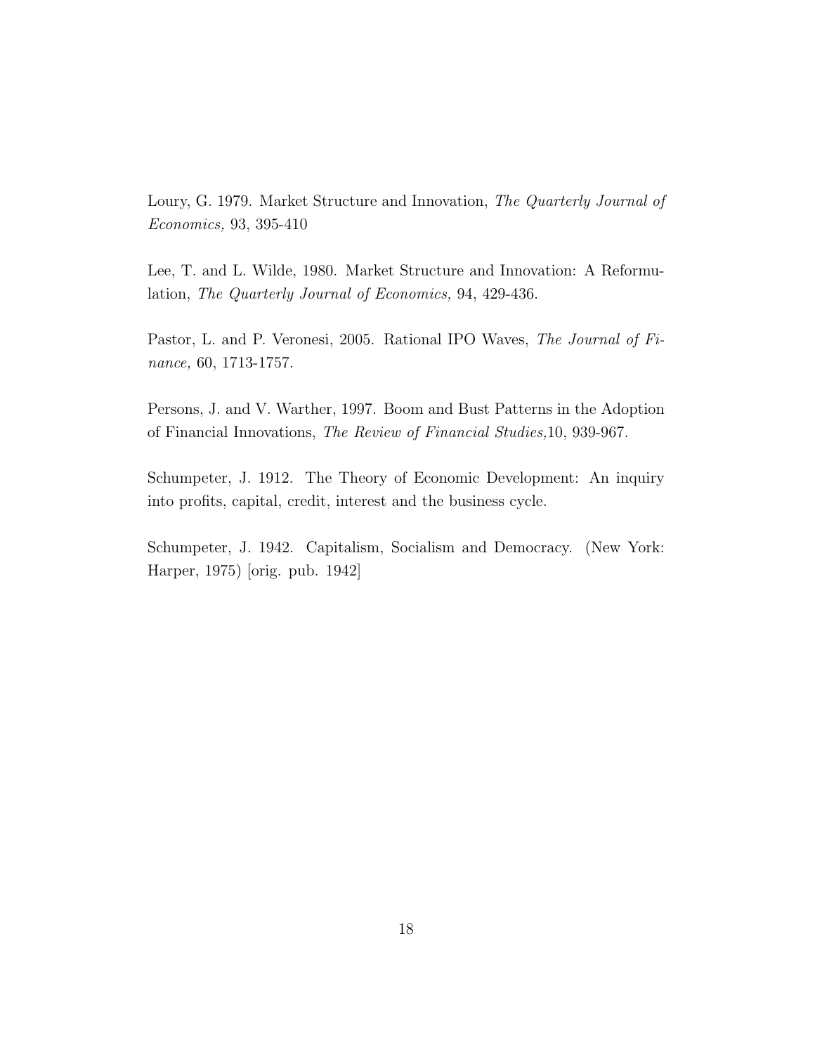Loury, G. 1979. Market Structure and Innovation, *The Quarterly Journal of Economics,* 93, 395-410

Lee, T. and L. Wilde, 1980. Market Structure and Innovation: A Reformulation, *The Quarterly Journal of Economics,* 94, 429-436.

Pastor, L. and P. Veronesi, 2005. Rational IPO Waves, *The Journal of Finance,* 60, 1713-1757.

Persons, J. and V. Warther, 1997. Boom and Bust Patterns in the Adoption of Financial Innovations, *The Review of Financial Studies,*10, 939-967.

Schumpeter, J. 1912. The Theory of Economic Development: An inquiry into profits, capital, credit, interest and the business cycle.

Schumpeter, J. 1942. Capitalism, Socialism and Democracy. (New York: Harper, 1975) [orig. pub. 1942]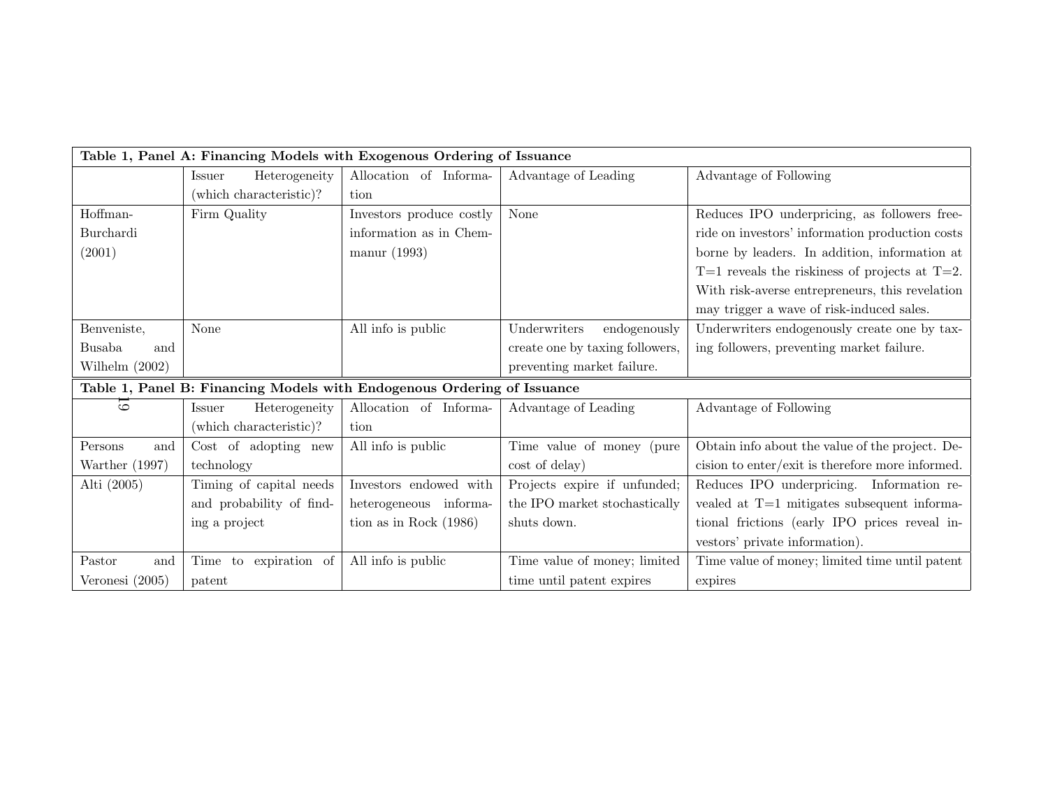**Table 1, Panel A: Financing Models with Exogenous Ordering of Issuance**

| | Issuer Heterogeneity (which characteristic)? | Allocation of Information | Advantage of Leading | Advantage of Following |
|---|---|---|---|---|
| Hoffman-Burchardi (2001) | Firm Quality | Investors produce costly information as in Chemmanur (1993) | None | Reduces IPO underpricing, as followers free-ride on investors' information production costs borne by leaders. In addition, information at T=1 reveals the riskiness of projects at T=2. With risk-averse entrepreneurs, this revelation may trigger a wave of risk-induced sales. |
| Benveniste, Busaba and Wilhelm (2002) | None | All info is public | Underwriters endogenously create one by taxing followers, preventing market failure. | Underwriters endogenously create one by taxing followers, preventing market failure. |

**Table 1, Panel B: Financing Models with Endogenous Ordering of Issuance**

| | Issuer Heterogeneity (which characteristic)? | Allocation of Information | Advantage of Leading | Advantage of Following |
|---|---|---|---|---|
| Persons and Warther (1997) | Cost of adopting new technology | All info is public | Time value of money (pure cost of delay) | Obtain info about the value of the project. Decision to enter/exit is therefore more informed. |
| Alti (2005) | Timing of capital needs and probability of finding a project | Investors endowed with heterogeneous information as in Rock (1986) | Projects expire if unfunded; the IPO market stochastically shuts down. | Reduces IPO underpricing. Information revealed at T=1 mitigates subsequent informational frictions (early IPO prices reveal investors' private information). |
| Pastor and Veronesi (2005) | Time to expiration of patent | All info is public | Time value of money; limited time until patent expires | Time value of money; limited time until patent expires |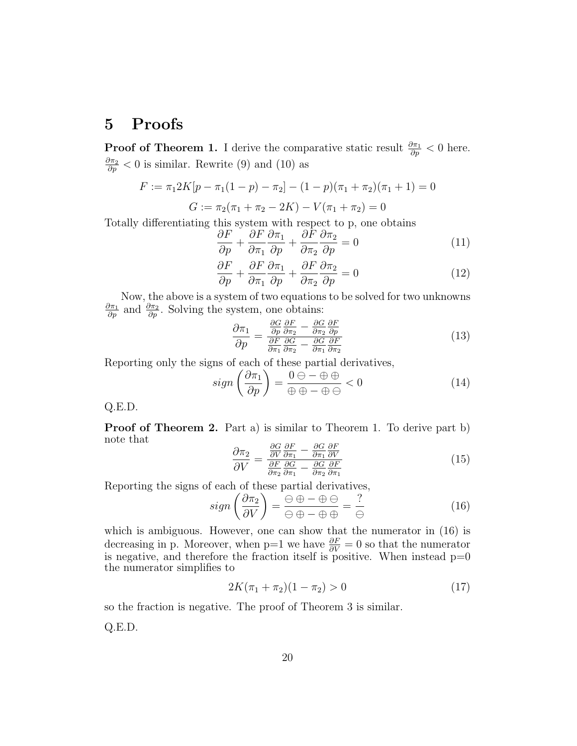# 5 Proofs

**Proof of Theorem 1.** I derive the comparative static result $\frac{\partial \pi_1}{\partial p} < 0$ here. $\frac{\partial \pi_2}{\partial p} < 0$ is similar. Rewrite (9) and (10) as

$$F := \pi_1 2K[p - \pi_1(1-p) - \pi_2] - (1-p)(\pi_1 + \pi_2)(\pi_1 + 1) = 0$$

$$G := \pi_2(\pi_1 + \pi_2 - 2K) - V(\pi_1 + \pi_2) = 0$$

Totally differentiating this system with respect to p, one obtains

$$\frac{\partial F}{\partial p} + \frac{\partial F}{\partial \pi_1}\frac{\partial \pi_1}{\partial p} + \frac{\partial F}{\partial \pi_2}\frac{\partial \pi_2}{\partial p} = 0 \tag{11}$$

$$\frac{\partial F}{\partial p} + \frac{\partial F}{\partial \pi_1}\frac{\partial \pi_1}{\partial p} + \frac{\partial F}{\partial \pi_2}\frac{\partial \pi_2}{\partial p} = 0 \tag{12}$$

Now, the above is a system of two equations to be solved for two unknowns $\frac{\partial \pi_1}{\partial p}$ and $\frac{\partial \pi_2}{\partial p}$. Solving the system, one obtains:

$$\frac{\partial \pi_1}{\partial p} = \frac{\frac{\partial G}{\partial p}\frac{\partial F}{\partial \pi_2} - \frac{\partial G}{\partial \pi_2}\frac{\partial F}{\partial p}}{\frac{\partial F}{\partial \pi_1}\frac{\partial G}{\partial \pi_2} - \frac{\partial G}{\partial \pi_1}\frac{\partial F}{\partial \pi_2}} \tag{13}$$

Reporting only the signs of each of these partial derivatives,

$$sign\left(\frac{\partial \pi_1}{\partial p}\right) = \frac{0 \ominus - \oplus \oplus}{\oplus \oplus - \oplus \ominus} < 0 \tag{14}$$

Q.E.D.

**Proof of Theorem 2.** Part a) is similar to Theorem 1. To derive part b) note that

$$\frac{\partial \pi_2}{\partial V} = \frac{\frac{\partial G}{\partial V}\frac{\partial F}{\partial \pi_1} - \frac{\partial G}{\partial \pi_1}\frac{\partial F}{\partial V}}{\frac{\partial F}{\partial \pi_2}\frac{\partial G}{\partial \pi_1} - \frac{\partial G}{\partial \pi_2}\frac{\partial F}{\partial \pi_1}} \tag{15}$$

Reporting the signs of each of these partial derivatives,

$$sign\left(\frac{\partial \pi_2}{\partial V}\right) = \frac{\ominus \oplus - \oplus \ominus}{\ominus \oplus - \oplus \oplus} = \frac{?}{\ominus} \tag{16}$$

which is ambiguous. However, one can show that the numerator in (16) is decreasing in p. Moreover, when p=1 we have $\frac{\partial F}{\partial V} = 0$ so that the numerator is negative, and therefore the fraction itself is positive. When instead p=0 the numerator simplifies to

$$2K(\pi_1 + \pi_2)(1 - \pi_2) > 0 \tag{17}$$

so the fraction is negative. The proof of Theorem 3 is similar.

Q.E.D.